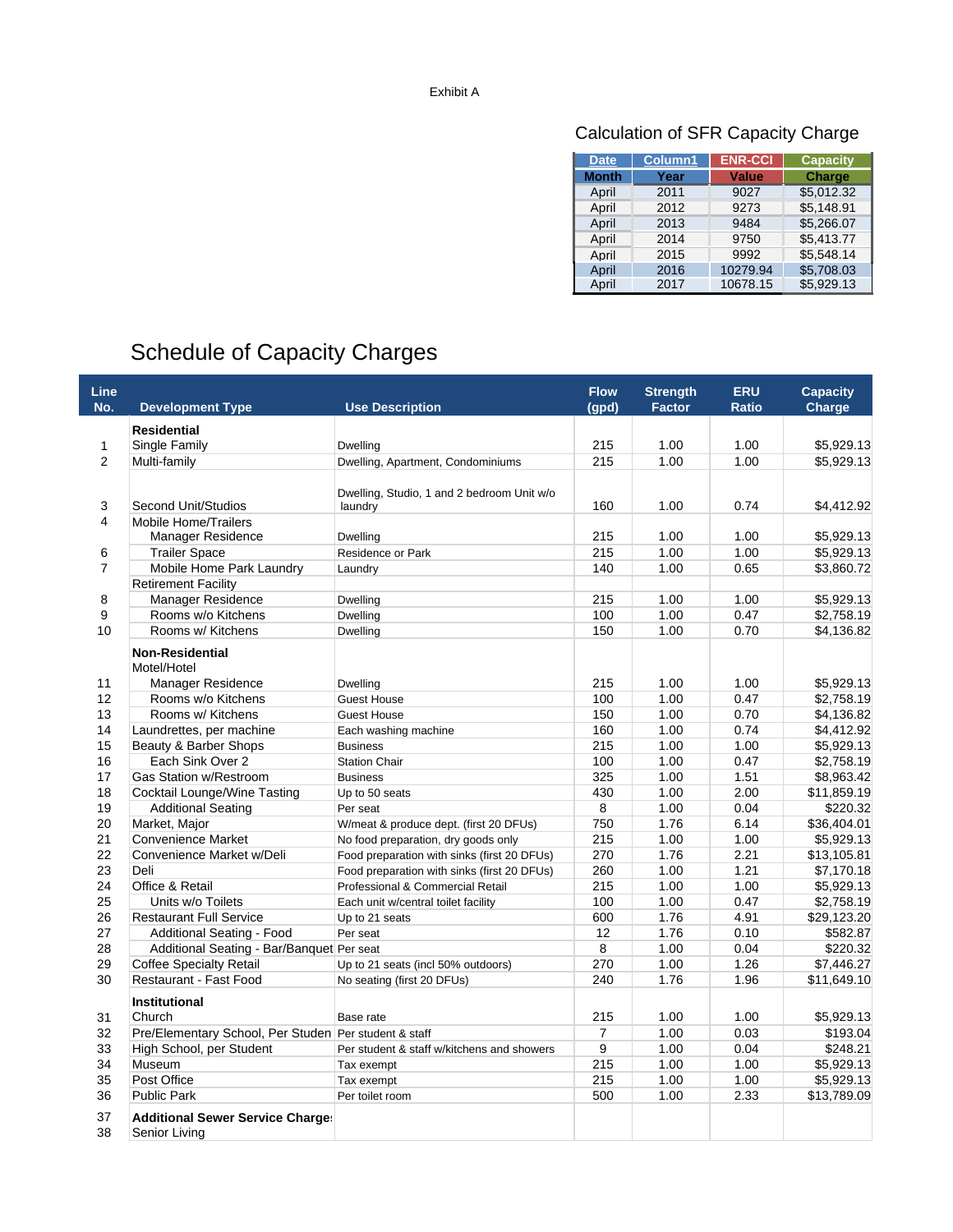Exhibit A

## Calculation of SFR Capacity Charge

| Date | Column1 | ENR-CCI | Capacity |
|---|---|---|---|
| Month | Year | Value | Charge |
| April | 2011 | 9027 | $5,012.32 |
| April | 2012 | 9273 | $5,148.91 |
| April | 2013 | 9484 | $5,266.07 |
| April | 2014 | 9750 | $5,413.77 |
| April | 2015 | 9992 | $5,548.14 |
| April | 2016 | 10279.94 | $5,708.03 |
| April | 2017 | 10678.15 | $5,929.13 |

# Schedule of Capacity Charges

| Line No. | Development Type | Use Description | Flow (gpd) | Strength Factor | ERU Ratio | Capacity Charge |
|---|---|---|---|---|---|---|
| | **Residential** | | | | | |
| 1 | Single Family | Dwelling | 215 | 1.00 | 1.00 | $5,929.13 |
| 2 | Multi-family | Dwelling, Apartment, Condominiums | 215 | 1.00 | 1.00 | $5,929.13 |
| 3 | Second Unit/Studios | Dwelling, Studio, 1 and 2 bedroom Unit w/o laundry | 160 | 1.00 | 0.74 | $4,412.92 |
| 4 | Mobile Home/Trailers | | | | | |
| | Manager Residence | Dwelling | 215 | 1.00 | 1.00 | $5,929.13 |
| 6 | Trailer Space | Residence or Park | 215 | 1.00 | 1.00 | $5,929.13 |
| 7 | Mobile Home Park Laundry | Laundry | 140 | 1.00 | 0.65 | $3,860.72 |
| | Retirement Facility | | | | | |
| 8 | Manager Residence | Dwelling | 215 | 1.00 | 1.00 | $5,929.13 |
| 9 | Rooms w/o Kitchens | Dwelling | 100 | 1.00 | 0.47 | $2,758.19 |
| 10 | Rooms w/ Kitchens | Dwelling | 150 | 1.00 | 0.70 | $4,136.82 |
| | **Non-Residential** | | | | | |
| | Motel/Hotel | | | | | |
| 11 | Manager Residence | Dwelling | 215 | 1.00 | 1.00 | $5,929.13 |
| 12 | Rooms w/o Kitchens | Guest House | 100 | 1.00 | 0.47 | $2,758.19 |
| 13 | Rooms w/ Kitchens | Guest House | 150 | 1.00 | 0.70 | $4,136.82 |
| 14 | Laundrettes, per machine | Each washing machine | 160 | 1.00 | 0.74 | $4,412.92 |
| 15 | Beauty & Barber Shops | Business | 215 | 1.00 | 1.00 | $5,929.13 |
| 16 | Each Sink Over 2 | Station Chair | 100 | 1.00 | 0.47 | $2,758.19 |
| 17 | Gas Station w/Restroom | Business | 325 | 1.00 | 1.51 | $8,963.42 |
| 18 | Cocktail Lounge/Wine Tasting | Up to 50 seats | 430 | 1.00 | 2.00 | $11,859.19 |
| 19 | Additional Seating | Per seat | 8 | 1.00 | 0.04 | $220.32 |
| 20 | Market, Major | W/meat & produce dept. (first 20 DFUs) | 750 | 1.76 | 6.14 | $36,404.01 |
| 21 | Convenience Market | No food preparation, dry goods only | 215 | 1.00 | 1.00 | $5,929.13 |
| 22 | Convenience Market w/Deli | Food preparation with sinks (first 20 DFUs) | 270 | 1.76 | 2.21 | $13,105.81 |
| 23 | Deli | Food preparation with sinks (first 20 DFUs) | 260 | 1.00 | 1.21 | $7,170.18 |
| 24 | Office & Retail | Professional & Commercial Retail | 215 | 1.00 | 1.00 | $5,929.13 |
| 25 | Units w/o Toilets | Each unit w/central toilet facility | 100 | 1.00 | 0.47 | $2,758.19 |
| 26 | Restaurant Full Service | Up to 21 seats | 600 | 1.76 | 4.91 | $29,123.20 |
| 27 | Additional Seating - Food | Per seat | 12 | 1.76 | 0.10 | $582.87 |
| 28 | Additional Seating - Bar/Banquet | Per seat | 8 | 1.00 | 0.04 | $220.32 |
| 29 | Coffee Specialty Retail | Up to 21 seats (incl 50% outdoors) | 270 | 1.00 | 1.26 | $7,446.27 |
| 30 | Restaurant - Fast Food | No seating (first 20 DFUs) | 240 | 1.76 | 1.96 | $11,649.10 |
| | **Institutional** | | | | | |
| 31 | Church | Base rate | 215 | 1.00 | 1.00 | $5,929.13 |
| 32 | Pre/Elementary School, Per Studen | Per student & staff | 7 | 1.00 | 0.03 | $193.04 |
| 33 | High School, per Student | Per student & staff w/kitchens and showers | 9 | 1.00 | 0.04 | $248.21 |
| 34 | Museum | Tax exempt | 215 | 1.00 | 1.00 | $5,929.13 |
| 35 | Post Office | Tax exempt | 215 | 1.00 | 1.00 | $5,929.13 |
| 36 | Public Park | Per toilet room | 500 | 1.00 | 2.33 | $13,789.09 |
| 37 | **Additional Sewer Service Charge:** | | | | | |
| 38 | Senior Living | | | | | |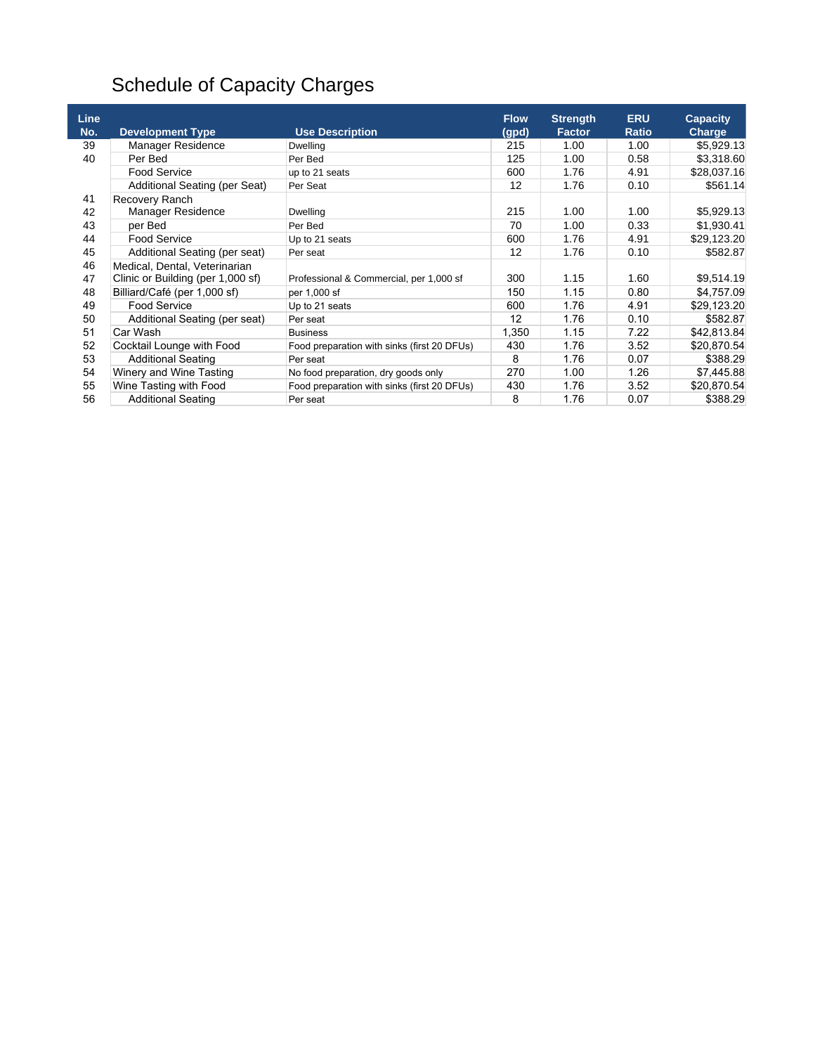# Schedule of Capacity Charges

| Line No. | Development Type | Use Description | Flow (gpd) | Strength Factor | ERU Ratio | Capacity Charge |
|---|---|---|---|---|---|---|
| 39 | Manager Residence | Dwelling | 215 | 1.00 | 1.00 | $5,929.13 |
| 40 | Per Bed | Per Bed | 125 | 1.00 | 0.58 | $3,318.60 |
| | Food Service | up to 21 seats | 600 | 1.76 | 4.91 | $28,037.16 |
| | Additional Seating (per Seat) | Per Seat | 12 | 1.76 | 0.10 | $561.14 |
| 41 | Recovery Ranch | | | | | |
| 42 | Manager Residence | Dwelling | 215 | 1.00 | 1.00 | $5,929.13 |
| 43 | per Bed | Per Bed | 70 | 1.00 | 0.33 | $1,930.41 |
| 44 | Food Service | Up to 21 seats | 600 | 1.76 | 4.91 | $29,123.20 |
| 45 | Additional Seating (per seat) | Per seat | 12 | 1.76 | 0.10 | $582.87 |
| 46 | Medical, Dental, Veterinarian | | | | | |
| 47 | Clinic or Building (per 1,000 sf) | Professional & Commercial, per 1,000 sf | 300 | 1.15 | 1.60 | $9,514.19 |
| 48 | Billiard/Café (per 1,000 sf) | per 1,000 sf | 150 | 1.15 | 0.80 | $4,757.09 |
| 49 | Food Service | Up to 21 seats | 600 | 1.76 | 4.91 | $29,123.20 |
| 50 | Additional Seating (per seat) | Per seat | 12 | 1.76 | 0.10 | $582.87 |
| 51 | Car Wash | Business | 1,350 | 1.15 | 7.22 | $42,813.84 |
| 52 | Cocktail Lounge with Food | Food preparation with sinks (first 20 DFUs) | 430 | 1.76 | 3.52 | $20,870.54 |
| 53 | Additional Seating | Per seat | 8 | 1.76 | 0.07 | $388.29 |
| 54 | Winery and Wine Tasting | No food preparation, dry goods only | 270 | 1.00 | 1.26 | $7,445.88 |
| 55 | Wine Tasting with Food | Food preparation with sinks (first 20 DFUs) | 430 | 1.76 | 3.52 | $20,870.54 |
| 56 | Additional Seating | Per seat | 8 | 1.76 | 0.07 | $388.29 |